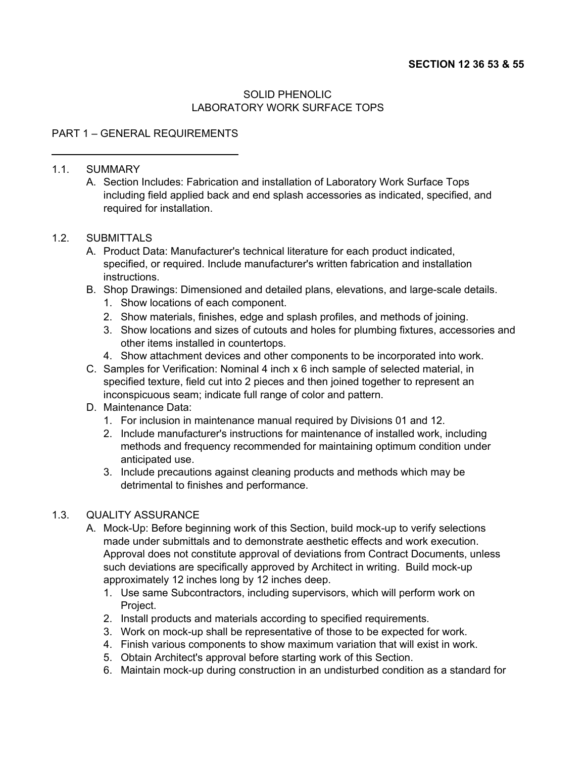**SECTION 12 36 53 & 55**

# SOLID PHENOLIC LABORATORY WORK SURFACE TOPS

## PART 1 – GENERAL REQUIREMENTS

### 1.1. SUMMARY

A. Section Includes: Fabrication and installation of Laboratory Work Surface Tops including field applied back and end splash accessories as indicated, specified, and required for installation.

### 1.2. SUBMITTALS

A. Product Data: Manufacturer's technical literature for each product indicated, specified, or required. Include manufacturer's written fabrication and installation instructions.

B. Shop Drawings: Dimensioned and detailed plans, elevations, and large-scale details.
   1. Show locations of each component.
   2. Show materials, finishes, edge and splash profiles, and methods of joining.
   3. Show locations and sizes of cutouts and holes for plumbing fixtures, accessories and other items installed in countertops.
   4. Show attachment devices and other components to be incorporated into work.

C. Samples for Verification: Nominal 4 inch x 6 inch sample of selected material, in specified texture, field cut into 2 pieces and then joined together to represent an inconspicuous seam; indicate full range of color and pattern.

D. Maintenance Data:
   1. For inclusion in maintenance manual required by Divisions 01 and 12.
   2. Include manufacturer's instructions for maintenance of installed work, including methods and frequency recommended for maintaining optimum condition under anticipated use.
   3. Include precautions against cleaning products and methods which may be detrimental to finishes and performance.

### 1.3. QUALITY ASSURANCE

A. Mock-Up: Before beginning work of this Section, build mock-up to verify selections made under submittals and to demonstrate aesthetic effects and work execution. Approval does not constitute approval of deviations from Contract Documents, unless such deviations are specifically approved by Architect in writing. Build mock-up approximately 12 inches long by 12 inches deep.
   1. Use same Subcontractors, including supervisors, which will perform work on Project.
   2. Install products and materials according to specified requirements.
   3. Work on mock-up shall be representative of those to be expected for work.
   4. Finish various components to show maximum variation that will exist in work.
   5. Obtain Architect's approval before starting work of this Section.
   6. Maintain mock-up during construction in an undisturbed condition as a standard for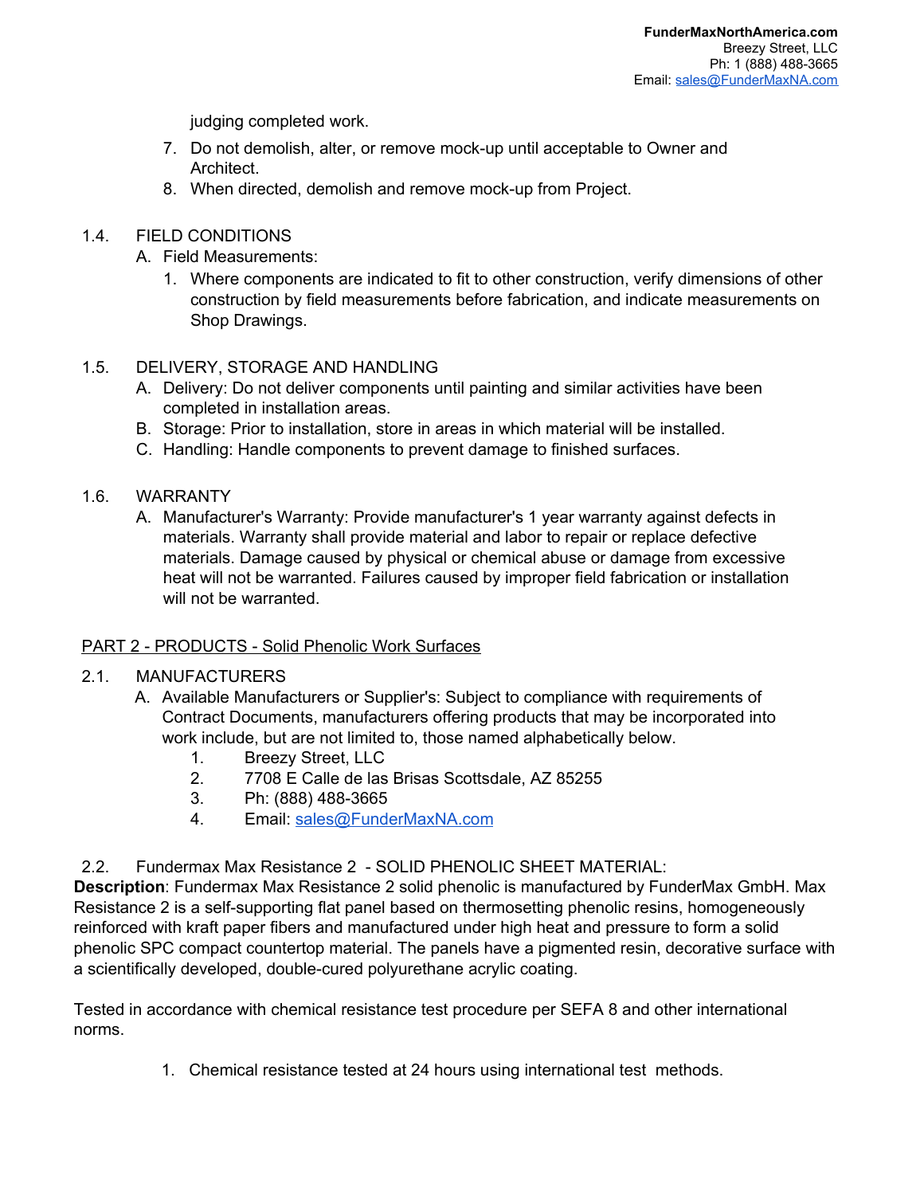judging completed work.

7. Do not demolish, alter, or remove mock-up until acceptable to Owner and Architect.
8. When directed, demolish and remove mock-up from Project.

1.4. FIELD CONDITIONS

A. Field Measurements:
   1. Where components are indicated to fit to other construction, verify dimensions of other construction by field measurements before fabrication, and indicate measurements on Shop Drawings.

1.5. DELIVERY, STORAGE AND HANDLING

A. Delivery: Do not deliver components until painting and similar activities have been completed in installation areas.
B. Storage: Prior to installation, store in areas in which material will be installed.
C. Handling: Handle components to prevent damage to finished surfaces.

1.6. WARRANTY

A. Manufacturer's Warranty: Provide manufacturer's 1 year warranty against defects in materials. Warranty shall provide material and labor to repair or replace defective materials. Damage caused by physical or chemical abuse or damage from excessive heat will not be warranted. Failures caused by improper field fabrication or installation will not be warranted.

## PART 2 - PRODUCTS - Solid Phenolic Work Surfaces

2.1. MANUFACTURERS

A. Available Manufacturers or Supplier's: Subject to compliance with requirements of Contract Documents, manufacturers offering products that may be incorporated into work include, but are not limited to, those named alphabetically below.
   1. Breezy Street, LLC
   2. 7708 E Calle de las Brisas Scottsdale, AZ 85255
   3. Ph: (888) 488-3665
   4. Email: sales@FunderMaxNA.com

2.2. Fundermax Max Resistance 2 - SOLID PHENOLIC SHEET MATERIAL:

**Description**: Fundermax Max Resistance 2 solid phenolic is manufactured by FunderMax GmbH. Max Resistance 2 is a self-supporting flat panel based on thermosetting phenolic resins, homogeneously reinforced with kraft paper fibers and manufactured under high heat and pressure to form a solid phenolic SPC compact countertop material. The panels have a pigmented resin, decorative surface with a scientifically developed, double-cured polyurethane acrylic coating.

Tested in accordance with chemical resistance test procedure per SEFA 8 and other international norms.

1. Chemical resistance tested at 24 hours using international test methods.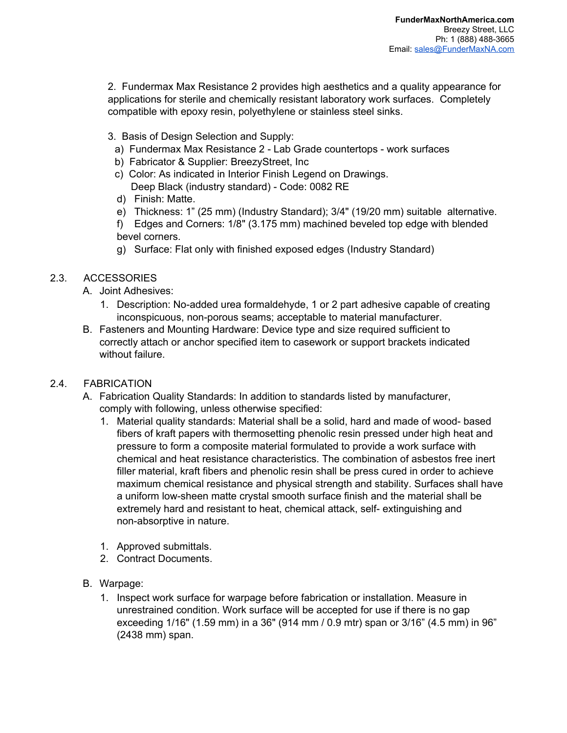2. Fundermax Max Resistance 2 provides high aesthetics and a quality appearance for applications for sterile and chemically resistant laboratory work surfaces. Completely compatible with epoxy resin, polyethylene or stainless steel sinks.

3. Basis of Design Selection and Supply:
   a) Fundermax Max Resistance 2 - Lab Grade countertops - work surfaces
   b) Fabricator & Supplier: BreezyStreet, Inc
   c) Color: As indicated in Interior Finish Legend on Drawings. Deep Black (industry standard) - Code: 0082 RE
   d) Finish: Matte.
   e) Thickness: 1" (25 mm) (Industry Standard); 3/4" (19/20 mm) suitable alternative.
   f) Edges and Corners: 1/8" (3.175 mm) machined beveled top edge with blended bevel corners.
   g) Surface: Flat only with finished exposed edges (Industry Standard)

## 2.3. ACCESSORIES

A. Joint Adhesives:
   1. Description: No-added urea formaldehyde, 1 or 2 part adhesive capable of creating inconspicuous, non-porous seams; acceptable to material manufacturer.

B. Fasteners and Mounting Hardware: Device type and size required sufficient to correctly attach or anchor specified item to casework or support brackets indicated without failure.

## 2.4. FABRICATION

A. Fabrication Quality Standards: In addition to standards listed by manufacturer, comply with following, unless otherwise specified:
   1. Material quality standards: Material shall be a solid, hard and made of wood- based fibers of kraft papers with thermosetting phenolic resin pressed under high heat and pressure to form a composite material formulated to provide a work surface with chemical and heat resistance characteristics. The combination of asbestos free inert filler material, kraft fibers and phenolic resin shall be press cured in order to achieve maximum chemical resistance and physical strength and stability. Surfaces shall have a uniform low-sheen matte crystal smooth surface finish and the material shall be extremely hard and resistant to heat, chemical attack, self- extinguishing and non-absorptive in nature.

   1. Approved submittals.
   2. Contract Documents.

B. Warpage:
   1. Inspect work surface for warpage before fabrication or installation. Measure in unrestrained condition. Work surface will be accepted for use if there is no gap exceeding 1/16" (1.59 mm) in a 36" (914 mm / 0.9 mtr) span or 3/16" (4.5 mm) in 96" (2438 mm) span.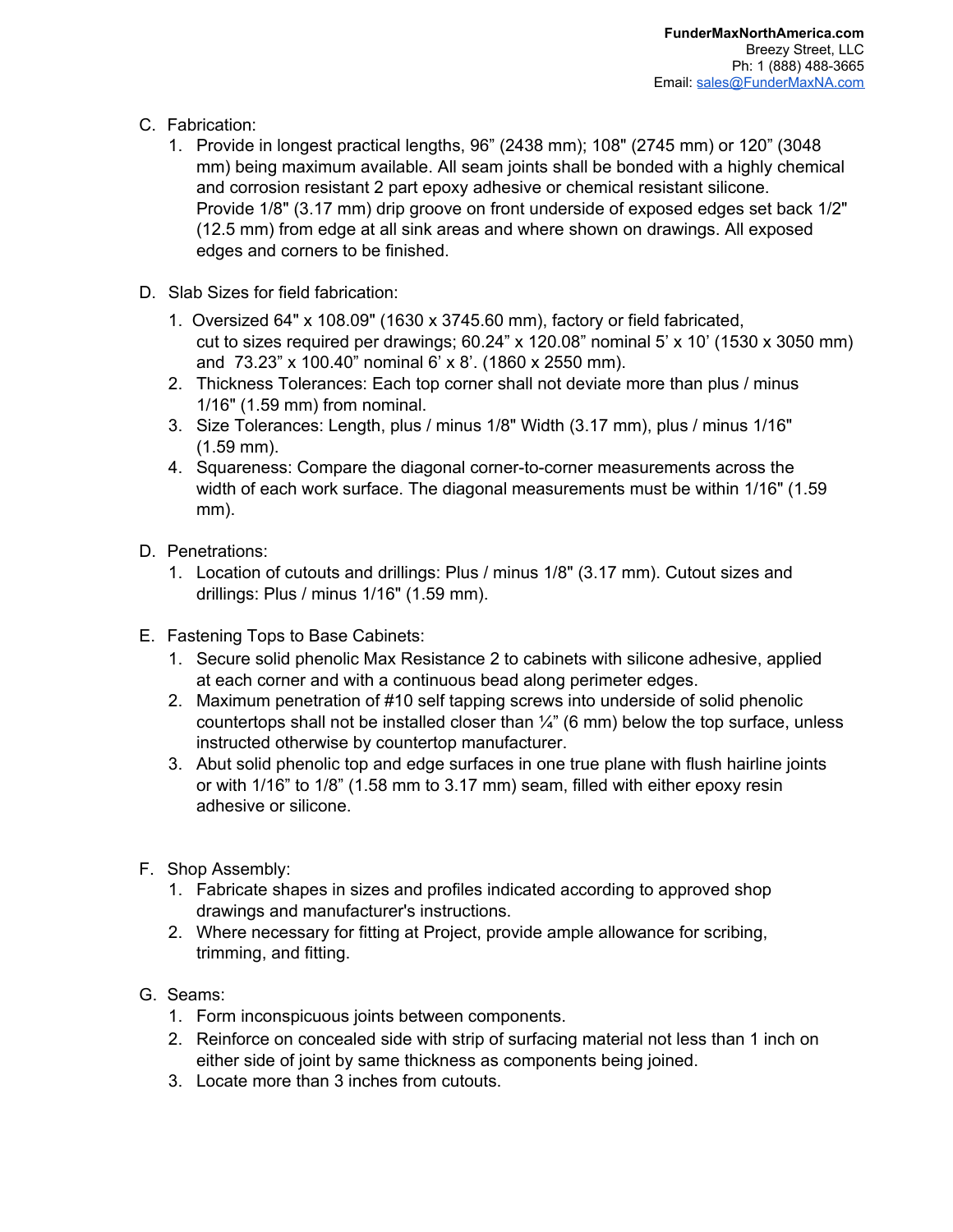C. Fabrication:
   1. Provide in longest practical lengths, 96” (2438 mm); 108" (2745 mm) or 120” (3048 mm) being maximum available. All seam joints shall be bonded with a highly chemical and corrosion resistant 2 part epoxy adhesive or chemical resistant silicone. Provide 1/8" (3.17 mm) drip groove on front underside of exposed edges set back 1/2" (12.5 mm) from edge at all sink areas and where shown on drawings. All exposed edges and corners to be finished.

D. Slab Sizes for field fabrication:
   1. Oversized 64" x 108.09" (1630 x 3745.60 mm), factory or field fabricated, cut to sizes required per drawings; 60.24” x 120.08” nominal 5’ x 10’ (1530 x 3050 mm) and 73.23” x 100.40” nominal 6’ x 8’. (1860 x 2550 mm).
   2. Thickness Tolerances: Each top corner shall not deviate more than plus / minus 1/16" (1.59 mm) from nominal.
   3. Size Tolerances: Length, plus / minus 1/8" Width (3.17 mm), plus / minus 1/16" (1.59 mm).
   4. Squareness: Compare the diagonal corner-to-corner measurements across the width of each work surface. The diagonal measurements must be within 1/16" (1.59 mm).

D. Penetrations:
   1. Location of cutouts and drillings: Plus / minus 1/8" (3.17 mm). Cutout sizes and drillings: Plus / minus 1/16" (1.59 mm).

E. Fastening Tops to Base Cabinets:
   1. Secure solid phenolic Max Resistance 2 to cabinets with silicone adhesive, applied at each corner and with a continuous bead along perimeter edges.
   2. Maximum penetration of #10 self tapping screws into underside of solid phenolic countertops shall not be installed closer than ¼” (6 mm) below the top surface, unless instructed otherwise by countertop manufacturer.
   3. Abut solid phenolic top and edge surfaces in one true plane with flush hairline joints or with 1/16” to 1/8” (1.58 mm to 3.17 mm) seam, filled with either epoxy resin adhesive or silicone.

F. Shop Assembly:
   1. Fabricate shapes in sizes and profiles indicated according to approved shop drawings and manufacturer's instructions.
   2. Where necessary for fitting at Project, provide ample allowance for scribing, trimming, and fitting.

G. Seams:
   1. Form inconspicuous joints between components.
   2. Reinforce on concealed side with strip of surfacing material not less than 1 inch on either side of joint by same thickness as components being joined.
   3. Locate more than 3 inches from cutouts.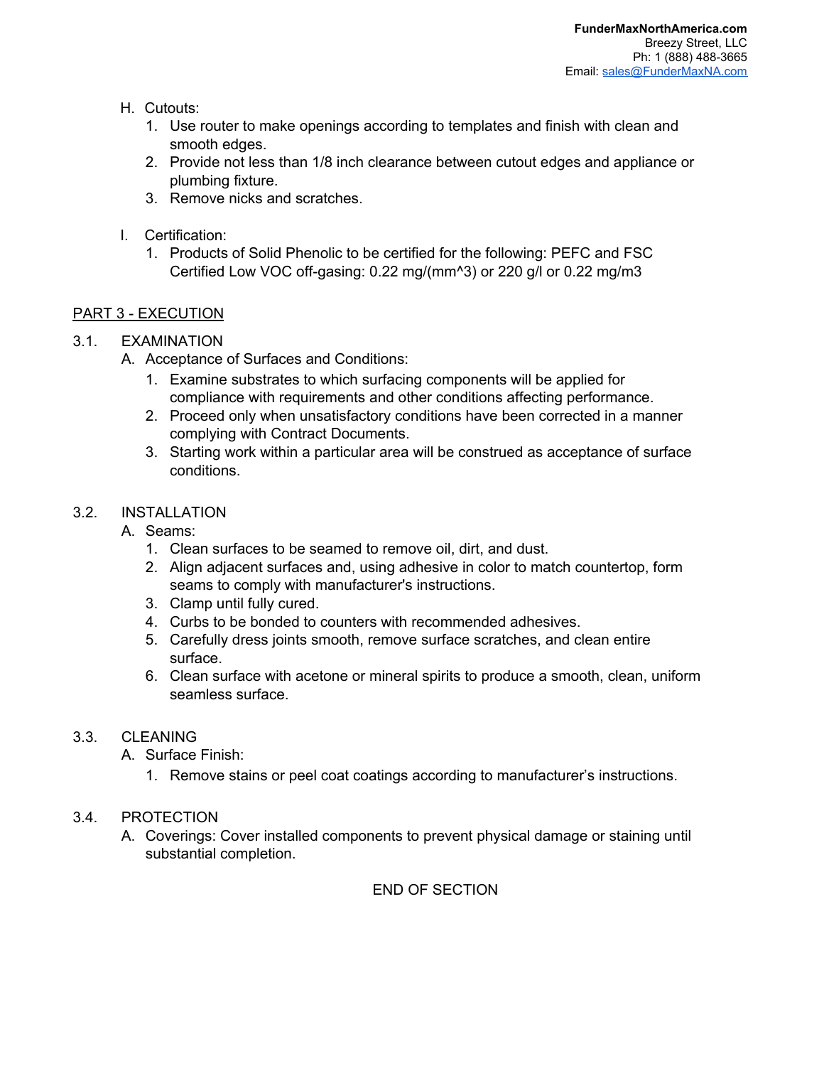H. Cutouts:
   1. Use router to make openings according to templates and finish with clean and smooth edges.
   2. Provide not less than 1/8 inch clearance between cutout edges and appliance or plumbing fixture.
   3. Remove nicks and scratches.

I. Certification:
   1. Products of Solid Phenolic to be certified for the following: PEFC and FSC Certified Low VOC off-gasing: 0.22 mg/(mm^3) or 220 g/l or 0.22 mg/m3

## PART 3 - EXECUTION

3.1. EXAMINATION

A. Acceptance of Surfaces and Conditions:
   1. Examine substrates to which surfacing components will be applied for compliance with requirements and other conditions affecting performance.
   2. Proceed only when unsatisfactory conditions have been corrected in a manner complying with Contract Documents.
   3. Starting work within a particular area will be construed as acceptance of surface conditions.

3.2. INSTALLATION

A. Seams:
   1. Clean surfaces to be seamed to remove oil, dirt, and dust.
   2. Align adjacent surfaces and, using adhesive in color to match countertop, form seams to comply with manufacturer's instructions.
   3. Clamp until fully cured.
   4. Curbs to be bonded to counters with recommended adhesives.
   5. Carefully dress joints smooth, remove surface scratches, and clean entire surface.
   6. Clean surface with acetone or mineral spirits to produce a smooth, clean, uniform seamless surface.

3.3. CLEANING

A. Surface Finish:
   1. Remove stains or peel coat coatings according to manufacturer's instructions.

3.4. PROTECTION

A. Coverings: Cover installed components to prevent physical damage or staining until substantial completion.

END OF SECTION